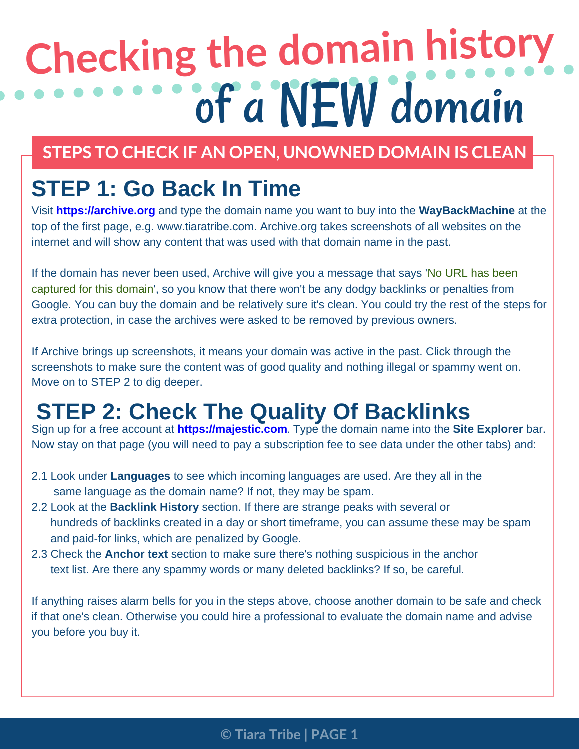# Checking the domain history of a NEW domain

## STEPS TO CHECK IF AN OPEN, UNOWNED DOMAIN IS CLEAN

## STEP 1: Go Back In Time

Visit **https://archive.org** and type the domain name you want to buy into the **WayBackMachine** at the top of the first page, e.g. www.tiaratribe.com. Archive.org takes screenshots of all websites on the internet and will show any content that was used with that domain name in the past.

If the domain has never been used, Archive will give you a message that says 'No URL has been captured for this domain', so you know that there won't be any dodgy backlinks or penalties from Google. You can buy the domain and be relatively sure it's clean. You could try the rest of the steps for extra protection, in case the archives were asked to be removed by previous owners.

If Archive brings up screenshots, it means your domain was active in the past. Click through the screenshots to make sure the content was of good quality and nothing illegal or spammy went on. Move on to STEP 2 to dig deeper.

## STEP 2: Check The Quality Of Backlinks

Sign up for a free account at **https://majestic.com**. Type the domain name into the **Site Explorer** bar. Now stay on that page (you will need to pay a subscription fee to see data under the other tabs) and:

2.1 Look under **Languages** to see which incoming languages are used. Are they all in the same language as the domain name? If not, they may be spam.

2.2 Look at the **Backlink History** section. If there are strange peaks with several or hundreds of backlinks created in a day or short timeframe, you can assume these may be spam and paid-for links, which are penalized by Google.

2.3 Check the **Anchor text** section to make sure there's nothing suspicious in the anchor text list. Are there any spammy words or many deleted backlinks? If so, be careful.

If anything raises alarm bells for you in the steps above, choose another domain to be safe and check if that one's clean. Otherwise you could hire a professional to evaluate the domain name and advise you before you buy it.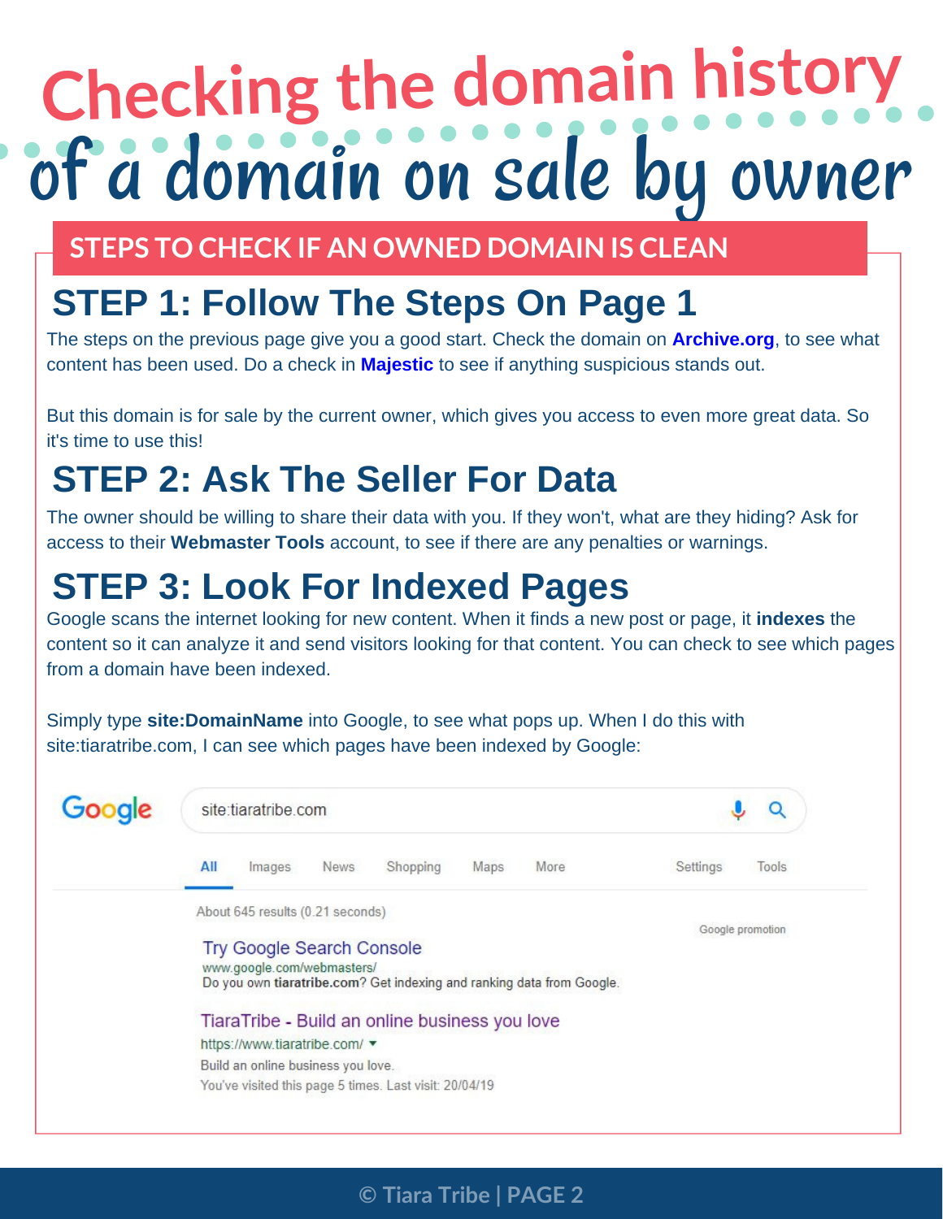# Checking the domain history of a domain on sale by owner

## STEPS TO CHECK IF AN OWNED DOMAIN IS CLEAN

### STEP 1: Follow The Steps On Page 1

The steps on the previous page give you a good start. Check the domain on **Archive.org**, to see what content has been used. Do a check in **Majestic** to see if anything suspicious stands out.

But this domain is for sale by the current owner, which gives you access to even more great data. So it's time to use this!

### STEP 2: Ask The Seller For Data

The owner should be willing to share their data with you. If they won't, what are they hiding? Ask for access to their **Webmaster Tools** account, to see if there are any penalties or warnings.

### STEP 3: Look For Indexed Pages

Google scans the internet looking for new content. When it finds a new post or page, it **indexes** the content so it can analyze it and send visitors looking for that content. You can check to see which pages from a domain have been indexed.

Simply type **site:DomainName** into Google, to see what pops up. When I do this with site:tiaratribe.com, I can see which pages have been indexed by Google:

Google

site:tiaratribe.com

All | Images | News | Shopping | Maps | More | Settings | Tools

About 645 results (0.21 seconds)

Google promotion

Try Google Search Console
www.google.com/webmasters/
Do you own **tiaratribe.com**? Get indexing and ranking data from Google.

TiaraTribe - Build an online business you love
https://www.tiaratribe.com/
Build an online business you love.
You've visited this page 5 times. Last visit: 20/04/19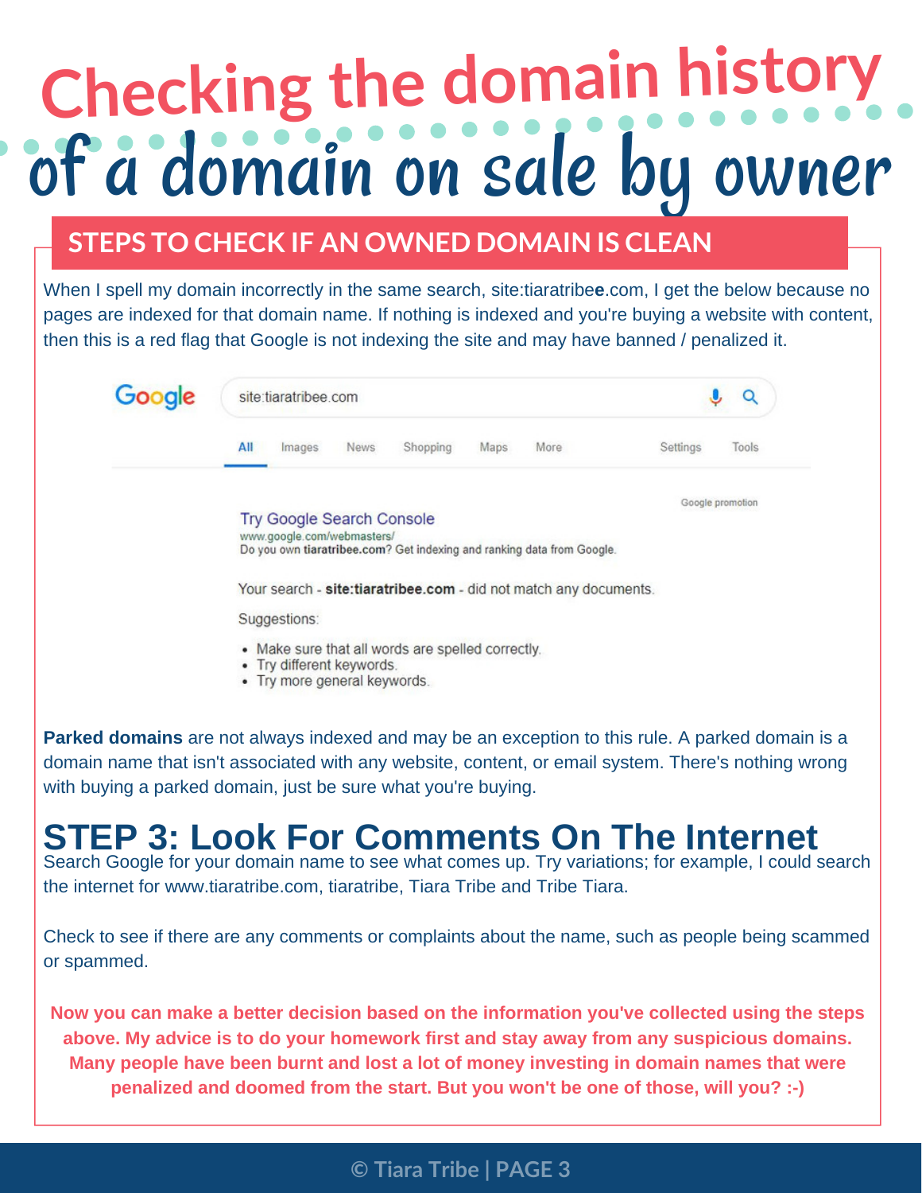# Checking the domain history of a domain on sale by owner

## STEPS TO CHECK IF AN OWNED DOMAIN IS CLEAN

When I spell my domain incorrectly in the same search, site:tiaratribe**e**.com, I get the below because no pages are indexed for that domain name. If nothing is indexed and you're buying a website with content, then this is a red flag that Google is not indexing the site and may have banned / penalized it.

Google

site:tiaratribee.com

All Images News Shopping Maps More Settings Tools

Google promotion

Try Google Search Console
www.google.com/webmasters/
Do you own **tiaratribee.com**? Get indexing and ranking data from Google.

Your search - **site:tiaratribee.com** - did not match any documents.

Suggestions:

- Make sure that all words are spelled correctly.
- Try different keywords.
- Try more general keywords.

**Parked domains** are not always indexed and may be an exception to this rule. A parked domain is a domain name that isn't associated with any website, content, or email system. There's nothing wrong with buying a parked domain, just be sure what you're buying.

## STEP 3: Look For Comments On The Internet

Search Google for your domain name to see what comes up. Try variations; for example, I could search the internet for www.tiaratribe.com, tiaratribe, Tiara Tribe and Tribe Tiara.

Check to see if there are any comments or complaints about the name, such as people being scammed or spammed.

**Now you can make a better decision based on the information you've collected using the steps above. My advice is to do your homework first and stay away from any suspicious domains. Many people have been burnt and lost a lot of money investing in domain names that were penalized and doomed from the start. But you won't be one of those, will you? :-)**

© Tiara Tribe